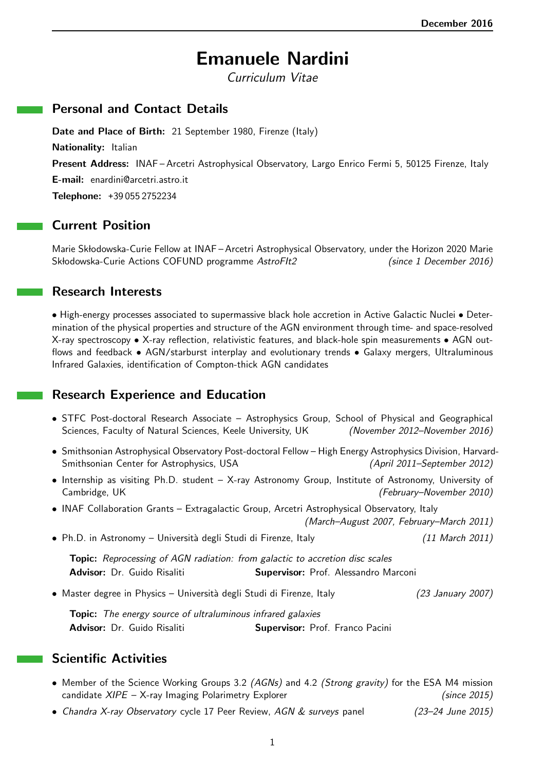December 2016

# Emanuele Nardini

*Curriculum Vitae*

## Personal and Contact Details

**Date and Place of Birth:** 21 September 1980, Firenze (Italy)

**Nationality:** Italian

**Present Address:** INAF – Arcetri Astrophysical Observatory, Largo Enrico Fermi 5, 50125 Firenze, Italy

**E-mail:** enardini@arcetri.astro.it

**Telephone:** +39 055 2752234

## Current Position

Marie Skłodowska-Curie Fellow at INAF – Arcetri Astrophysical Observatory, under the Horizon 2020 Marie Skłodowska-Curie Actions COFUND programme *AstroFIt2* *(since 1 December 2016)*

## Research Interests

• High-energy processes associated to supermassive black hole accretion in Active Galactic Nuclei • Determination of the physical properties and structure of the AGN environment through time- and space-resolved X-ray spectroscopy • X-ray reflection, relativistic features, and black-hole spin measurements • AGN outflows and feedback • AGN/starburst interplay and evolutionary trends • Galaxy mergers, Ultraluminous Infrared Galaxies, identification of Compton-thick AGN candidates

## Research Experience and Education

- STFC Post-doctoral Research Associate – Astrophysics Group, School of Physical and Geographical Sciences, Faculty of Natural Sciences, Keele University, UK *(November 2012–November 2016)*
- Smithsonian Astrophysical Observatory Post-doctoral Fellow – High Energy Astrophysics Division, Harvard-Smithsonian Center for Astrophysics, USA *(April 2011–September 2012)*
- Internship as visiting Ph.D. student – X-ray Astronomy Group, Institute of Astronomy, University of Cambridge, UK *(February–November 2010)*
- INAF Collaboration Grants – Extragalactic Group, Arcetri Astrophysical Observatory, Italy *(March–August 2007, February–March 2011)*
- Ph.D. in Astronomy – Università degli Studi di Firenze, Italy *(11 March 2011)*

  **Topic:** *Reprocessing of AGN radiation: from galactic to accretion disc scales*
  **Advisor:** Dr. Guido Risaliti **Supervisor:** Prof. Alessandro Marconi

- Master degree in Physics – Università degli Studi di Firenze, Italy *(23 January 2007)*

  **Topic:** *The energy source of ultraluminous infrared galaxies*
  **Advisor:** Dr. Guido Risaliti **Supervisor:** Prof. Franco Pacini

## Scientific Activities

- Member of the Science Working Groups 3.2 *(AGNs)* and 4.2 *(Strong gravity)* for the ESA M4 mission candidate *XIPE* – X-ray Imaging Polarimetry Explorer *(since 2015)*
- *Chandra X-ray Observatory* cycle 17 Peer Review, *AGN & surveys* panel *(23–24 June 2015)*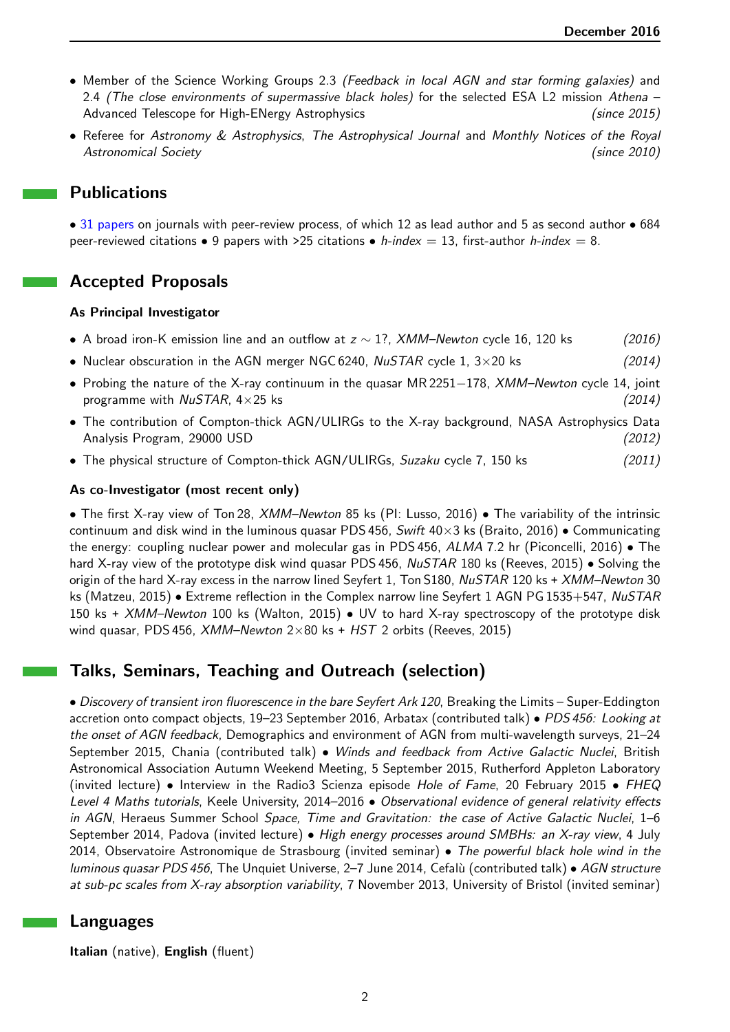- Member of the Science Working Groups 2.3 *(Feedback in local AGN and star forming galaxies)* and 2.4 *(The close environments of supermassive black holes)* for the selected ESA L2 mission *Athena* – Advanced Telescope for High-ENergy Astrophysics *(since 2015)*
- Referee for *Astronomy & Astrophysics*, *The Astrophysical Journal* and *Monthly Notices of the Royal Astronomical Society* *(since 2010)*

## Publications

• 31 papers on journals with peer-review process, of which 12 as lead author and 5 as second author • 684 peer-reviewed citations • 9 papers with >25 citations • *h-index* = 13, first-author *h-index* = 8.

## Accepted Proposals

### As Principal Investigator

- A broad iron-K emission line and an outflow at $z \sim 1$?, *XMM–Newton* cycle 16, 120 ks *(2016)*
- Nuclear obscuration in the AGN merger NGC 6240, *NuSTAR* cycle 1, 3×20 ks *(2014)*
- Probing the nature of the X-ray continuum in the quasar MR 2251−178, *XMM–Newton* cycle 14, joint programme with *NuSTAR*, 4×25 ks *(2014)*
- The contribution of Compton-thick AGN/ULIRGs to the X-ray background, NASA Astrophysics Data Analysis Program, 29000 USD *(2012)*
- The physical structure of Compton-thick AGN/ULIRGs, *Suzaku* cycle 7, 150 ks *(2011)*

### As co-Investigator (most recent only)

• The first X-ray view of Ton 28, *XMM–Newton* 85 ks (PI: Lusso, 2016) • The variability of the intrinsic continuum and disk wind in the luminous quasar PDS 456, *Swift* 40×3 ks (Braito, 2016) • Communicating the energy: coupling nuclear power and molecular gas in PDS 456, *ALMA* 7.2 hr (Piconcelli, 2016) • The hard X-ray view of the prototype disk wind quasar PDS 456, *NuSTAR* 180 ks (Reeves, 2015) • Solving the origin of the hard X-ray excess in the narrow lined Seyfert 1, Ton S180, *NuSTAR* 120 ks + *XMM–Newton* 30 ks (Matzeu, 2015) • Extreme reflection in the Complex narrow line Seyfert 1 AGN PG 1535+547, *NuSTAR* 150 ks + *XMM–Newton* 100 ks (Walton, 2015) • UV to hard X-ray spectroscopy of the prototype disk wind quasar, PDS 456, *XMM–Newton* 2×80 ks + *HST* 2 orbits (Reeves, 2015)

## Talks, Seminars, Teaching and Outreach (selection)

• *Discovery of transient iron fluorescence in the bare Seyfert Ark 120*, Breaking the Limits – Super-Eddington accretion onto compact objects, 19–23 September 2016, Arbatax (contributed talk) • *PDS 456: Looking at the onset of AGN feedback*, Demographics and environment of AGN from multi-wavelength surveys, 21–24 September 2015, Chania (contributed talk) • *Winds and feedback from Active Galactic Nuclei*, British Astronomical Association Autumn Weekend Meeting, 5 September 2015, Rutherford Appleton Laboratory (invited lecture) • Interview in the Radio3 Scienza episode *Hole of Fame*, 20 February 2015 • *FHEQ Level 4 Maths tutorials*, Keele University, 2014–2016 • *Observational evidence of general relativity effects in AGN*, Heraeus Summer School *Space, Time and Gravitation: the case of Active Galactic Nuclei*, 1–6 September 2014, Padova (invited lecture) • *High energy processes around SMBHs: an X-ray view*, 4 July 2014, Observatoire Astronomique de Strasbourg (invited seminar) • *The powerful black hole wind in the luminous quasar PDS 456*, The Unquiet Universe, 2–7 June 2014, Cefalù (contributed talk) • *AGN structure at sub-pc scales from X-ray absorption variability*, 7 November 2013, University of Bristol (invited seminar)

## Languages

**Italian** (native), **English** (fluent)